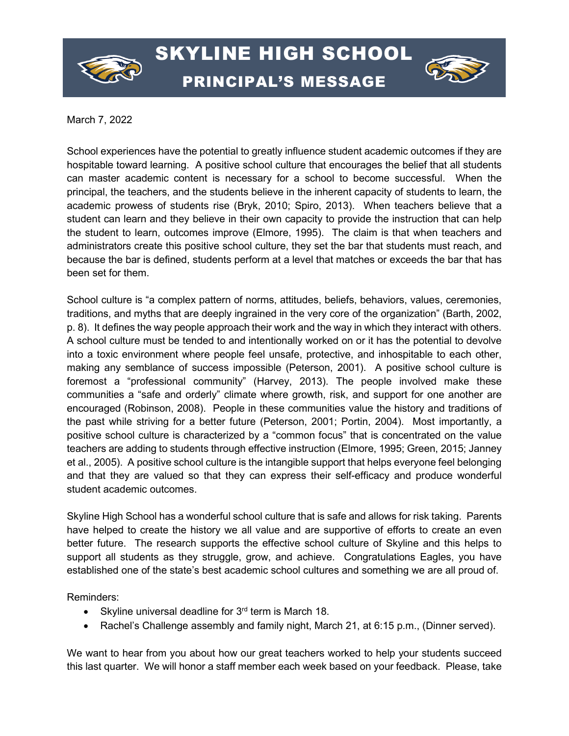# SKYLINE HIGH SCHOOL

## PRINCIPAL'S MESSAGE

March 7, 2022

School experiences have the potential to greatly influence student academic outcomes if they are hospitable toward learning. A positive school culture that encourages the belief that all students can master academic content is necessary for a school to become successful. When the principal, the teachers, and the students believe in the inherent capacity of students to learn, the academic prowess of students rise (Bryk, 2010; Spiro, 2013). When teachers believe that a student can learn and they believe in their own capacity to provide the instruction that can help the student to learn, outcomes improve (Elmore, 1995). The claim is that when teachers and administrators create this positive school culture, they set the bar that students must reach, and because the bar is defined, students perform at a level that matches or exceeds the bar that has been set for them.

School culture is "a complex pattern of norms, attitudes, beliefs, behaviors, values, ceremonies, traditions, and myths that are deeply ingrained in the very core of the organization" (Barth, 2002, p. 8). It defines the way people approach their work and the way in which they interact with others. A school culture must be tended to and intentionally worked on or it has the potential to devolve into a toxic environment where people feel unsafe, protective, and inhospitable to each other, making any semblance of success impossible (Peterson, 2001). A positive school culture is foremost a "professional community" (Harvey, 2013). The people involved make these communities a "safe and orderly" climate where growth, risk, and support for one another are encouraged (Robinson, 2008). People in these communities value the history and traditions of the past while striving for a better future (Peterson, 2001; Portin, 2004). Most importantly, a positive school culture is characterized by a "common focus" that is concentrated on the value teachers are adding to students through effective instruction (Elmore, 1995; Green, 2015; Janney et al., 2005). A positive school culture is the intangible support that helps everyone feel belonging and that they are valued so that they can express their self-efficacy and produce wonderful student academic outcomes.

Skyline High School has a wonderful school culture that is safe and allows for risk taking. Parents have helped to create the history we all value and are supportive of efforts to create an even better future. The research supports the effective school culture of Skyline and this helps to support all students as they struggle, grow, and achieve. Congratulations Eagles, you have established one of the state's best academic school cultures and something we are all proud of.

Reminders:

- Skyline universal deadline for 3rd term is March 18.
- Rachel's Challenge assembly and family night, March 21, at 6:15 p.m., (Dinner served).

We want to hear from you about how our great teachers worked to help your students succeed this last quarter. We will honor a staff member each week based on your feedback. Please, take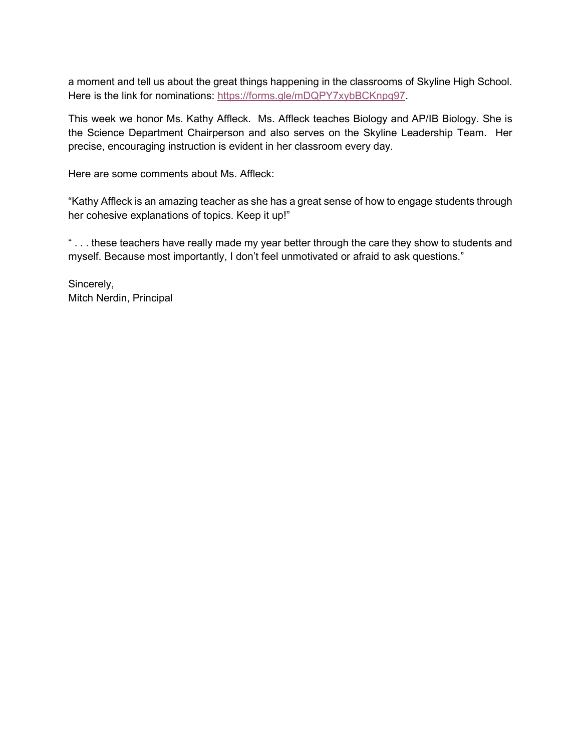a moment and tell us about the great things happening in the classrooms of Skyline High School. Here is the link for nominations: [https://forms.gle/mDQPY7xybBCKnpq97](https://forms.gle/mDQPY7xybBCKnpq97).

This week we honor Ms. Kathy Affleck. Ms. Affleck teaches Biology and AP/IB Biology. She is the Science Department Chairperson and also serves on the Skyline Leadership Team. Her precise, encouraging instruction is evident in her classroom every day.

Here are some comments about Ms. Affleck:

"Kathy Affleck is an amazing teacher as she has a great sense of how to engage students through her cohesive explanations of topics. Keep it up!"

" . . . these teachers have really made my year better through the care they show to students and myself. Because most importantly, I don't feel unmotivated or afraid to ask questions."

Sincerely,  
Mitch Nerdin, Principal